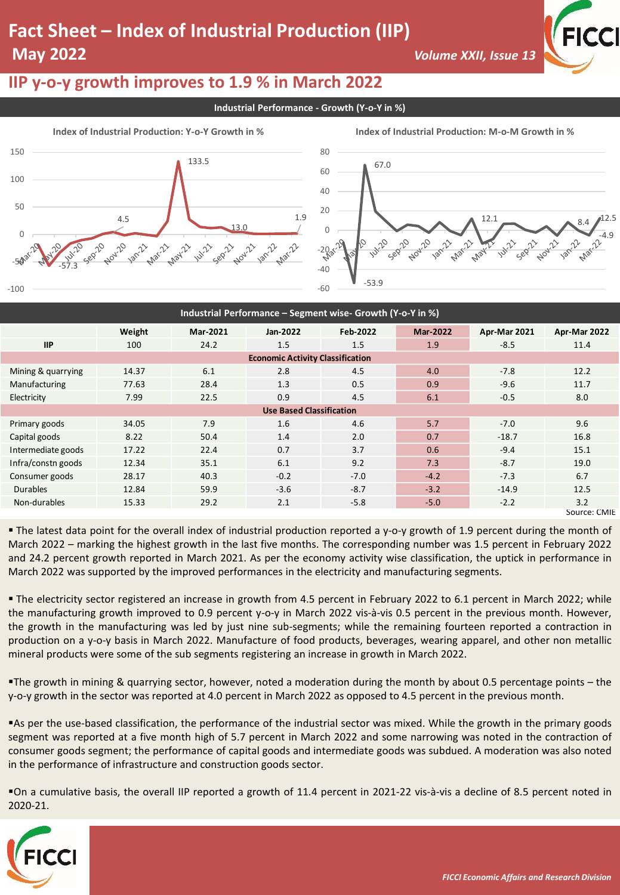# Fact Sheet – Index of Industrial Production (IIP)

## May 2022

*Volume XXII, Issue 13*

## IIP y-o-y growth improves to 1.9 % in March 2022

### Industrial Performance - Growth (Y-o-Y in %)

Index of Industrial Production: Y-o-Y Growth in %

Index of Industrial Production: M-o-M Growth in %

### Industrial Performance – Segment wise- Growth (Y-o-Y in %)

| | Weight | Mar-2021 | Jan-2022 | Feb-2022 | Mar-2022 | Apr-Mar 2021 | Apr-Mar 2022 |
|---|---|---|---|---|---|---|---|
| IIP | 100 | 24.2 | 1.5 | 1.5 | 1.9 | -8.5 | 11.4 |
| **Economic Activity Classification** | | | | | | | |
| Mining & quarrying | 14.37 | 6.1 | 2.8 | 4.5 | 4.0 | -7.8 | 12.2 |
| Manufacturing | 77.63 | 28.4 | 1.3 | 0.5 | 0.9 | -9.6 | 11.7 |
| Electricity | 7.99 | 22.5 | 0.9 | 4.5 | 6.1 | -0.5 | 8.0 |
| **Use Based Classification** | | | | | | | |
| Primary goods | 34.05 | 7.9 | 1.6 | 4.6 | 5.7 | -7.0 | 9.6 |
| Capital goods | 8.22 | 50.4 | 1.4 | 2.0 | 0.7 | -18.7 | 16.8 |
| Intermediate goods | 17.22 | 22.4 | 0.7 | 3.7 | 0.6 | -9.4 | 15.1 |
| Infra/constn goods | 12.34 | 35.1 | 6.1 | 9.2 | 7.3 | -8.7 | 19.0 |
| Consumer goods | 28.17 | 40.3 | -0.2 | -7.0 | -4.2 | -7.3 | 6.7 |
| Durables | 12.84 | 59.9 | -3.6 | -8.7 | -3.2 | -14.9 | 12.5 |
| Non-durables | 15.33 | 29.2 | 2.1 | -5.8 | -5.0 | -2.2 | 3.2 |

Source: CMIE

- The latest data point for the overall index of industrial production reported a y-o-y growth of 1.9 percent during the month of March 2022 – marking the highest growth in the last five months. The corresponding number was 1.5 percent in February 2022 and 24.2 percent growth reported in March 2021. As per the economy activity wise classification, the uptick in performance in March 2022 was supported by the improved performances in the electricity and manufacturing segments.

- The electricity sector registered an increase in growth from 4.5 percent in February 2022 to 6.1 percent in March 2022; while the manufacturing growth improved to 0.9 percent y-o-y in March 2022 vis-à-vis 0.5 percent in the previous month. However, the growth in the manufacturing was led by just nine sub-segments; while the remaining fourteen reported a contraction in production on a y-o-y basis in March 2022. Manufacture of food products, beverages, wearing apparel, and other non metallic mineral products were some of the sub segments registering an increase in growth in March 2022.

- The growth in mining & quarrying sector, however, noted a moderation during the month by about 0.5 percentage points – the y-o-y growth in the sector was reported at 4.0 percent in March 2022 as opposed to 4.5 percent in the previous month.

- As per the use-based classification, the performance of the industrial sector was mixed. While the growth in the primary goods segment was reported at a five month high of 5.7 percent in March 2022 and some narrowing was noted in the contraction of consumer goods segment; the performance of capital goods and intermediate goods was subdued. A moderation was also noted in the performance of infrastructure and construction goods sector.

- On a cumulative basis, the overall IIP reported a growth of 11.4 percent in 2021-22 vis-à-vis a decline of 8.5 percent noted in 2020-21.

*FICCI Economic Affairs and Research Division*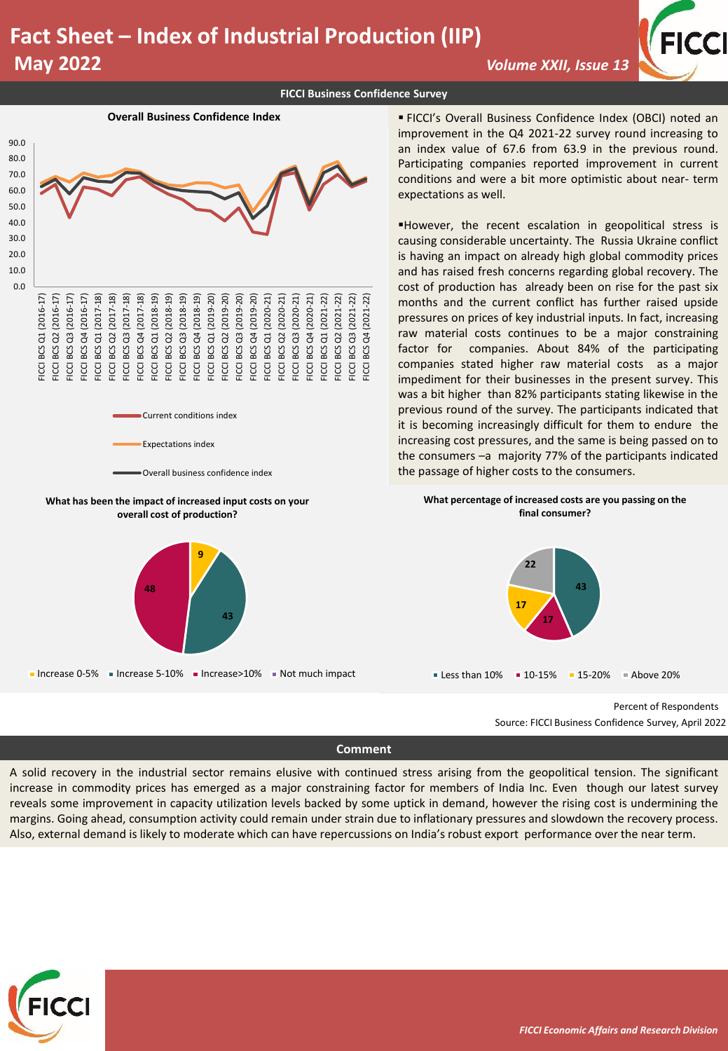# Fact Sheet – Index of Industrial Production (IIP)

## May 2022

*Volume XXII, Issue 13*

### FICCI Business Confidence Survey

**Overall Business Confidence Index**

90.0
80.0
70.0
60.0
50.0
40.0
30.0
20.0
10.0
0.0

FICCI BCS Q1 (2016-17)
FICCI BCS Q2 (2016-17)
FICCI BCS Q3 (2016-17)
FICCI BCS Q4 (2016-17)
FICCI BCS Q1 (2017-18)
FICCI BCS Q2 (2017-18)
FICCI BCS Q3 (2017-18)
FICCI BCS Q4 (2017-18)
FICCI BCS Q1 (2018-19)
FICCI BCS Q2 (2018-19)
FICCI BCS Q3 (2018-19)
FICCI BCS Q4 (2018-19)
FICCI BCS Q1 (2019-20)
FICCI BCS Q2 (2019-20)
FICCI BCS Q3 (2019-20)
FICCI BCS Q4 (2019-20)
FICCI BCS Q1 (2020-21)
FICCI BCS Q2 (2020-21)
FICCI BCS Q3 (2020-21)
FICCI BCS Q4 (2020-21)
FICCI BCS Q1 (2021-22)
FICCI BCS Q2 (2021-22)
FICCI BCS Q3 (2021-22)
FICCI BCS Q4 (2021-22)

Current conditions index
Expectations index
Overall business confidence index

- FICCI's Overall Business Confidence Index (OBCI) noted an improvement in the Q4 2021-22 survey round increasing to an index value of 67.6 from 63.9 in the previous round. Participating companies reported improvement in current conditions and were a bit more optimistic about near- term expectations as well.

- However, the recent escalation in geopolitical stress is causing considerable uncertainty. The Russia Ukraine conflict is having an impact on already high global commodity prices and has raised fresh concerns regarding global recovery. The cost of production has already been on rise for the past six months and the current conflict has further raised upside pressures on prices of key industrial inputs. In fact, increasing raw material costs continues to be a major constraining factor for companies. About 84% of the participating companies stated higher raw material costs as a major impediment for their businesses in the present survey. This was a bit higher than 82% participants stating likewise in the previous round of the survey. The participants indicated that it is becoming increasingly difficult for them to endure the increasing cost pressures, and the same is being passed on to the consumers –a majority 77% of the participants indicated the passage of higher costs to the consumers.

**What has been the impact of increased input costs on your overall cost of production?**

9
43
48

Increase 0-5% | Increase 5-10% | Increase>10% | Not much impact

**What percentage of increased costs are you passing on the final consumer?**

22
43
17
17

Less than 10% | 10-15% | 15-20% | Above 20%

Percent of Respondents

Source: FICCI Business Confidence Survey, April 2022

### Comment

A solid recovery in the industrial sector remains elusive with continued stress arising from the geopolitical tension. The significant increase in commodity prices has emerged as a major constraining factor for members of India Inc. Even though our latest survey reveals some improvement in capacity utilization levels backed by some uptick in demand, however the rising cost is undermining the margins. Going ahead, consumption activity could remain under strain due to inflationary pressures and slowdown the recovery process. Also, external demand is likely to moderate which can have repercussions on India's robust export performance over the near term.

*FICCI Economic Affairs and Research Division*